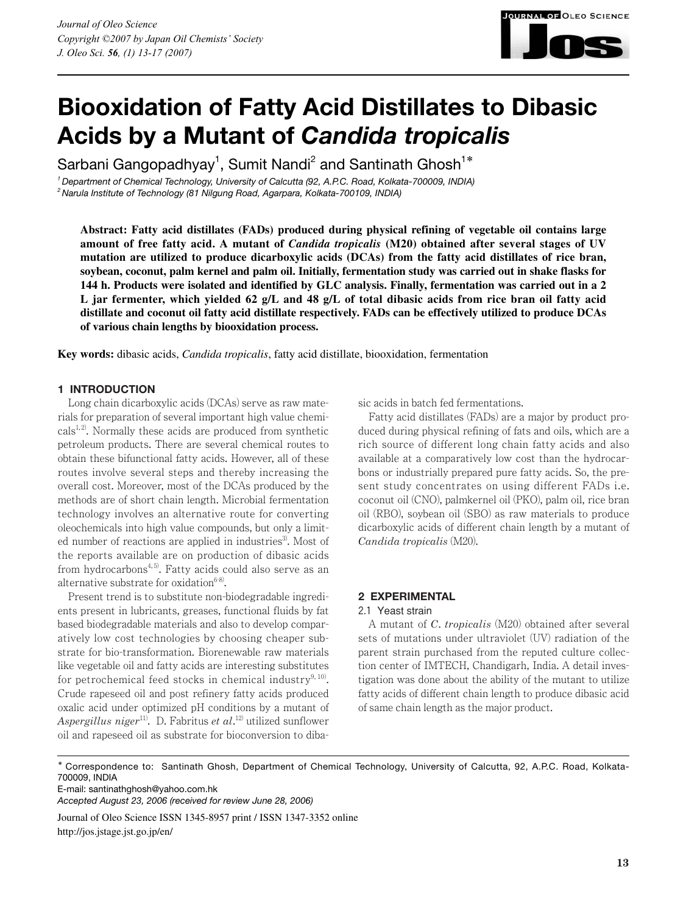# Biooxidation of Fatty Acid Distillates to Dibasic Acids by a Mutant of *Candida tropicalis*

Sarbani Gangopadhyay[1], Sumit Nandi[2] and Santinath Ghosh[1*]

[1] *Department of Chemical Technology, University of Calcutta (92, A.P.C. Road, Kolkata-700009, INDIA)*
[2] *Narula Institute of Technology (81 Nilgung Road, Agarpara, Kolkata-700109, INDIA)*

**Abstract: Fatty acid distillates (FADs) produced during physical refining of vegetable oil contains large amount of free fatty acid. A mutant of *Candida tropicalis* (M20) obtained after several stages of UV mutation are utilized to produce dicarboxylic acids (DCAs) from the fatty acid distillates of rice bran, soybean, coconut, palm kernel and palm oil. Initially, fermentation study was carried out in shake flasks for 144 h. Products were isolated and identified by GLC analysis. Finally, fermentation was carried out in a 2 L jar fermenter, which yielded 62 g/L and 48 g/L of total dibasic acids from rice bran oil fatty acid distillate and coconut oil fatty acid distillate respectively. FADs can be effectively utilized to produce DCAs of various chain lengths by biooxidation process.**

**Key words:** dibasic acids, *Candida tropicalis*, fatty acid distillate, biooxidation, fermentation

## 1 INTRODUCTION

Long chain dicarboxylic acids (DCAs) serve as raw materials for preparation of several important high value chemicals[1,2]. Normally these acids are produced from synthetic petroleum products. There are several chemical routes to obtain these bifunctional fatty acids. However, all of these routes involve several steps and thereby increasing the overall cost. Moreover, most of the DCAs produced by the methods are of short chain length. Microbial fermentation technology involves an alternative route for converting oleochemicals into high value compounds, but only a limited number of reactions are applied in industries[3]. Most of the reports available are on production of dibasic acids from hydrocarbons[4,5]. Fatty acids could also serve as an alternative substrate for oxidation[6-8].

Present trend is to substitute non-biodegradable ingredients present in lubricants, greases, functional fluids by fat based biodegradable materials and also to develop comparatively low cost technologies by choosing cheaper substrate for bio-transformation. Biorenewable raw materials like vegetable oil and fatty acids are interesting substitutes for petrochemical feed stocks in chemical industry[9,10]. Crude rapeseed oil and post refinery fatty acids produced oxalic acid under optimized pH conditions by a mutant of *Aspergillus niger*[11]. D. Fabritus *et al.*[12] utilized sunflower oil and rapeseed oil as substrate for bioconversion to dibasic acids in batch fed fermentations.

Fatty acid distillates (FADs) are a major by product produced during physical refining of fats and oils, which are a rich source of different long chain fatty acids and also available at a comparatively low cost than the hydrocarbons or industrially prepared pure fatty acids. So, the present study concentrates on using different FADs i.e. coconut oil (CNO), palmkernel oil (PKO), palm oil, rice bran oil (RBO), soybean oil (SBO) as raw materials to produce dicarboxylic acids of different chain length by a mutant of *Candida tropicalis* (M20).

## 2 EXPERIMENTAL

### 2.1 Yeast strain

A mutant of *C. tropicalis* (M20) obtained after several sets of mutations under ultraviolet (UV) radiation of the parent strain purchased from the reputed culture collection center of IMTECH, Chandigarh, India. A detail investigation was done about the ability of the mutant to utilize fatty acids of different chain length to produce dibasic acid of same chain length as the major product.

---

* Correspondence to: Santinath Ghosh, Department of Chemical Technology, University of Calcutta, 92, A.P.C. Road, Kolkata-700009, INDIA
E-mail: santinathghosh@yahoo.com.hk
*Accepted August 23, 2006 (received for review June 28, 2006)*

Journal of Oleo Science ISSN 1345-8957 print / ISSN 1347-3352 online
http://jos.jstage.jst.go.jp/en/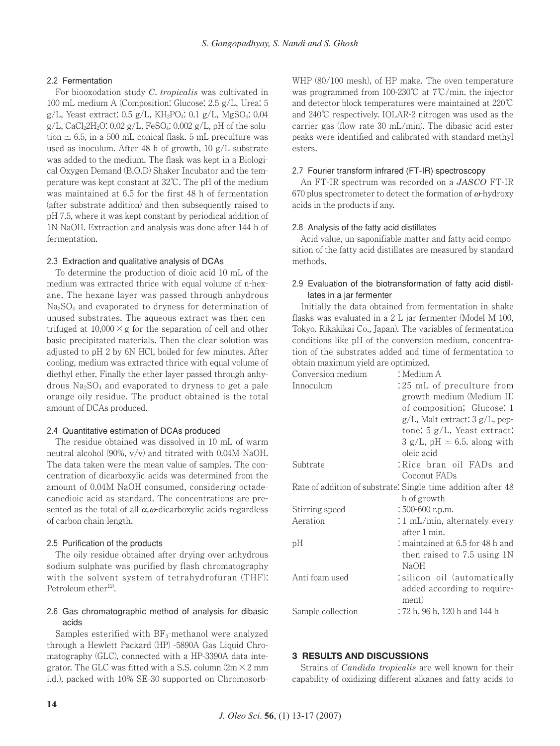### 2.2 Fermentation

For biooxodation study *C. tropicalis* was cultivated in 100 mL medium A (Composition: Glucose: 2.5 g/L, Urea: 5 g/L, Yeast extract: 0.5 g/L, $KH_2PO_4$: 0.1 g/L, $MgSO_4$: 0.04 g/L, $CaCl_22H_2O$: 0.02 g/L, $FeSO_4$: 0.002 g/L, pH of the solution $\simeq$ 6.5, in a 500 mL conical flask. 5 mL preculture was used as inoculum. After 48 h of growth, 10 g/L substrate was added to the medium. The flask was kept in a Biological Oxygen Demand (B.O.D) Shaker Incubator and the temperature was kept constant at 32℃. The pH of the medium was maintained at 6.5 for the first 48 h of fermentation (after substrate addition) and then subsequently raised to pH 7.5, where it was kept constant by periodical addition of 1N NaOH. Extraction and analysis was done after 144 h of fermentation.

### 2.3 Extraction and qualitative analysis of DCAs

To determine the production of dioic acid 10 mL of the medium was extracted thrice with equal volume of n-hexane. The hexane layer was passed through anhydrous $Na_2SO_4$ and evaporated to dryness for determination of unused substrates. The aqueous extract was then centrifuged at $10{,}000 \times g$ for the separation of cell and other basic precipitated materials. Then the clear solution was adjusted to pH 2 by 6N HCl, boiled for few minutes. After cooling, medium was extracted thrice with equal volume of diethyl ether. Finally the ether layer passed through anhydrous $Na_2SO_4$ and evaporated to dryness to get a pale orange oily residue. The product obtained is the total amount of DCAs produced.

### 2.4 Quantitative estimation of DCAs produced

The residue obtained was dissolved in 10 mL of warm neutral alcohol (90%, v/v) and titrated with 0.04M NaOH. The data taken were the mean value of samples. The concentration of dicarboxylic acids was determined from the amount of 0.04M NaOH consumed, considering octadecanedioic acid as standard. The concentrations are presented as the total of all $\alpha,\omega$-dicarboxylic acids regardless of carbon chain-length.

### 2.5 Purification of the products

The oily residue obtained after drying over anhydrous sodium sulphate was purified by flash chromatography with the solvent system of tetrahydrofuran (THF): Petroleum ether[12].

### 2.6 Gas chromatographic method of analysis for dibasic acids

Samples esterified with $BF_3$-methanol were analyzed through a Hewlett Packard (HP) -5890A Gas Liquid Chromatography (GLC), connected with a HP-3390A data integrator. The GLC was fitted with a S.S. column ($2m \times 2$ mm i.d.), packed with 10% SE-30 supported on Chromosorb-WHP (80/100 mesh), of HP make. The oven temperature was programmed from 100-230℃ at 7℃/min. the injector and detector block temperatures were maintained at 220℃ and 240℃ respectively. IOLAR-2 nitrogen was used as the carrier gas (flow rate 30 mL/min). The dibasic acid ester peaks were identified and calibrated with standard methyl esters.

### 2.7 Fourier transform infrared (FT-IR) spectroscopy

An FT-IR spectrum was recorded on a ***JASCO*** FT-IR 670 plus spectrometer to detect the formation of $\omega$-hydroxy acids in the products if any.

### 2.8 Analysis of the fatty acid distillates

Acid value, un-saponifiable matter and fatty acid composition of the fatty acid distillates are measured by standard methods.

### 2.9 Evaluation of the biotransformation of fatty acid distillates in a jar fermenter

Initially the data obtained from fermentation in shake flasks was evaluated in a 2 L jar fermenter (Model M-100, Tokyo. Rikakikai Co., Japan). The variables of fermentation conditions like pH of the conversion medium, concentration of the substrates added and time of fermentation to obtain maximum yield are optimized.

| | |
|---|---|
| Conversion medium | : Medium A |
| Innoculum | : 25 mL of preculture from growth medium (Medium II) of composition; Glucose: 1 g/L, Malt extract: 3 g/L, peptone: 5 g/L, Yeast extract: 3 g/L, pH $\simeq$ 6.5. along with oleic acid |
| Subtrate | : Rice bran oil FADs and Coconut FADs |
| Rate of addition of substrate | : Single time addition after 48 h of growth |
| Stirring speed | : 500-600 r.p.m. |
| Aeration | : 1 mL/min, alternately every after 1 min. |
| pH | : maintained at 6.5 for 48 h and then raised to 7.5 using 1N NaOH |
| Anti foam used | : silicon oil (automatically added according to requirement) |
| Sample collection | : 72 h, 96 h, 120 h and 144 h |

## 3 RESULTS AND DISCUSSIONS

Strains of *Candida tropicalis* are well known for their capability of oxidizing different alkanes and fatty acids to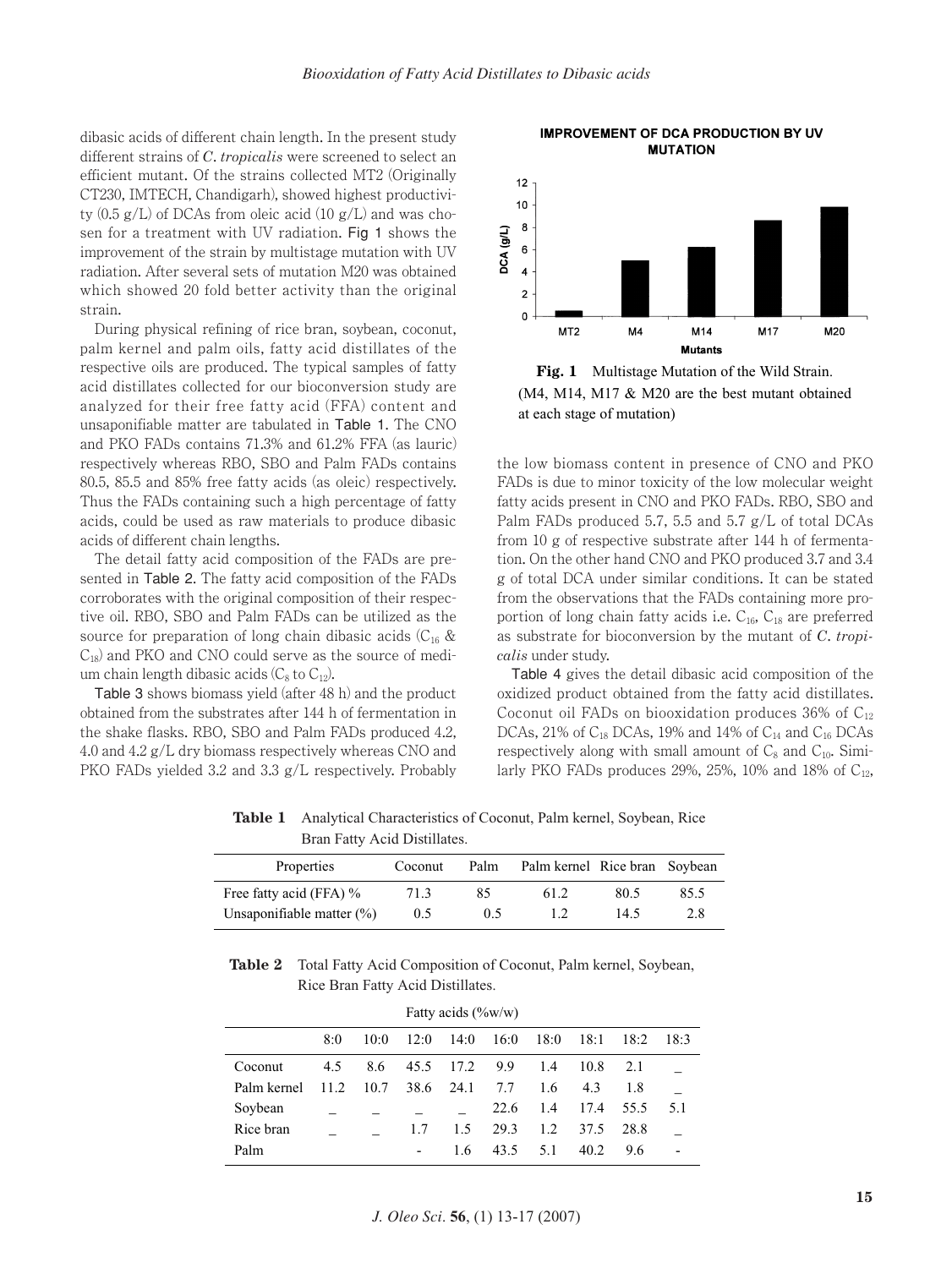dibasic acids of different chain length. In the present study different strains of *C. tropicalis* were screened to select an efficient mutant. Of the strains collected MT2 (Originally CT230, IMTECH, Chandigarh), showed highest productivity (0.5 g/L) of DCAs from oleic acid (10 g/L) and was chosen for a treatment with UV radiation. Fig 1 shows the improvement of the strain by multistage mutation with UV radiation. After several sets of mutation M20 was obtained which showed 20 fold better activity than the original strain.

During physical refining of rice bran, soybean, coconut, palm kernel and palm oils, fatty acid distillates of the respective oils are produced. The typical samples of fatty acid distillates collected for our bioconversion study are analyzed for their free fatty acid (FFA) content and unsaponifiable matter are tabulated in Table 1. The CNO and PKO FADs contains 71.3% and 61.2% FFA (as lauric) respectively whereas RBO, SBO and Palm FADs contains 80.5, 85.5 and 85% free fatty acids (as oleic) respectively. Thus the FADs containing such a high percentage of fatty acids, could be used as raw materials to produce dibasic acids of different chain lengths.

The detail fatty acid composition of the FADs are presented in Table 2. The fatty acid composition of the FADs corroborates with the original composition of their respective oil. RBO, SBO and Palm FADs can be utilized as the source for preparation of long chain dibasic acids ($C_{16}$ & $C_{18}$) and PKO and CNO could serve as the source of medium chain length dibasic acids ($C_8$ to $C_{12}$).

Table 3 shows biomass yield (after 48 h) and the product obtained from the substrates after 144 h of fermentation in the shake flasks. RBO, SBO and Palm FADs produced 4.2, 4.0 and 4.2 g/L dry biomass respectively whereas CNO and PKO FADs yielded 3.2 and 3.3 g/L respectively. Probably the low biomass content in presence of CNO and PKO FADs is due to minor toxicity of the low molecular weight fatty acids present in CNO and PKO FADs. RBO, SBO and Palm FADs produced 5.7, 5.5 and 5.7 g/L of total DCAs from 10 g of respective substrate after 144 h of fermentation. On the other hand CNO and PKO produced 3.7 and 3.4 g of total DCA under similar conditions. It can be stated from the observations that the FADs containing more proportion of long chain fatty acids i.e. $C_{16}$, $C_{18}$ are preferred as substrate for bioconversion by the mutant of *C. tropicalis* under study.

Table 4 gives the detail dibasic acid composition of the oxidized product obtained from the fatty acid distillates. Coconut oil FADs on biooxidation produces 36% of $C_{12}$ DCAs, 21% of $C_{18}$ DCAs, 19% and 14% of $C_{14}$ and $C_{16}$ DCAs respectively along with small amount of $C_8$ and $C_{10}$. Similarly PKO FADs produces 29%, 25%, 10% and 18% of $C_{12}$,

**IMPROVEMENT OF DCA PRODUCTION BY UV MUTATION**

**Fig. 1** Multistage Mutation of the Wild Strain. (M4, M14, M17 & M20 are the best mutant obtained at each stage of mutation)

**Table 1** Analytical Characteristics of Coconut, Palm kernel, Soybean, Rice Bran Fatty Acid Distillates.

| Properties | Coconut | Palm | Palm kernel | Rice bran | Soybean |
|---|---|---|---|---|---|
| Free fatty acid (FFA) % | 71.3 | 85 | 61.2 | 80.5 | 85.5 |
| Unsaponifiable matter (%) | 0.5 | 0.5 | 1.2 | 14.5 | 2.8 |

**Table 2** Total Fatty Acid Composition of Coconut, Palm kernel, Soybean, Rice Bran Fatty Acid Distillates.

| | Fatty acids (%w/w) | | | | | | | | |
|---|---|---|---|---|---|---|---|---|---|
| | 8:0 | 10:0 | 12:0 | 14:0 | 16:0 | 18:0 | 18:1 | 18:2 | 18:3 |
| Coconut | 4.5 | 8.6 | 45.5 | 17.2 | 9.9 | 1.4 | 10.8 | 2.1 | _ |
| Palm kernel | 11.2 | 10.7 | 38.6 | 24.1 | 7.7 | 1.6 | 4.3 | 1.8 | _ |
| Soybean | _ | _ | _ | _ | 22.6 | 1.4 | 17.4 | 55.5 | 5.1 |
| Rice bran | _ | _ | 1.7 | 1.5 | 29.3 | 1.2 | 37.5 | 28.8 | _ |
| Palm | | | - | 1.6 | 43.5 | 5.1 | 40.2 | 9.6 | - |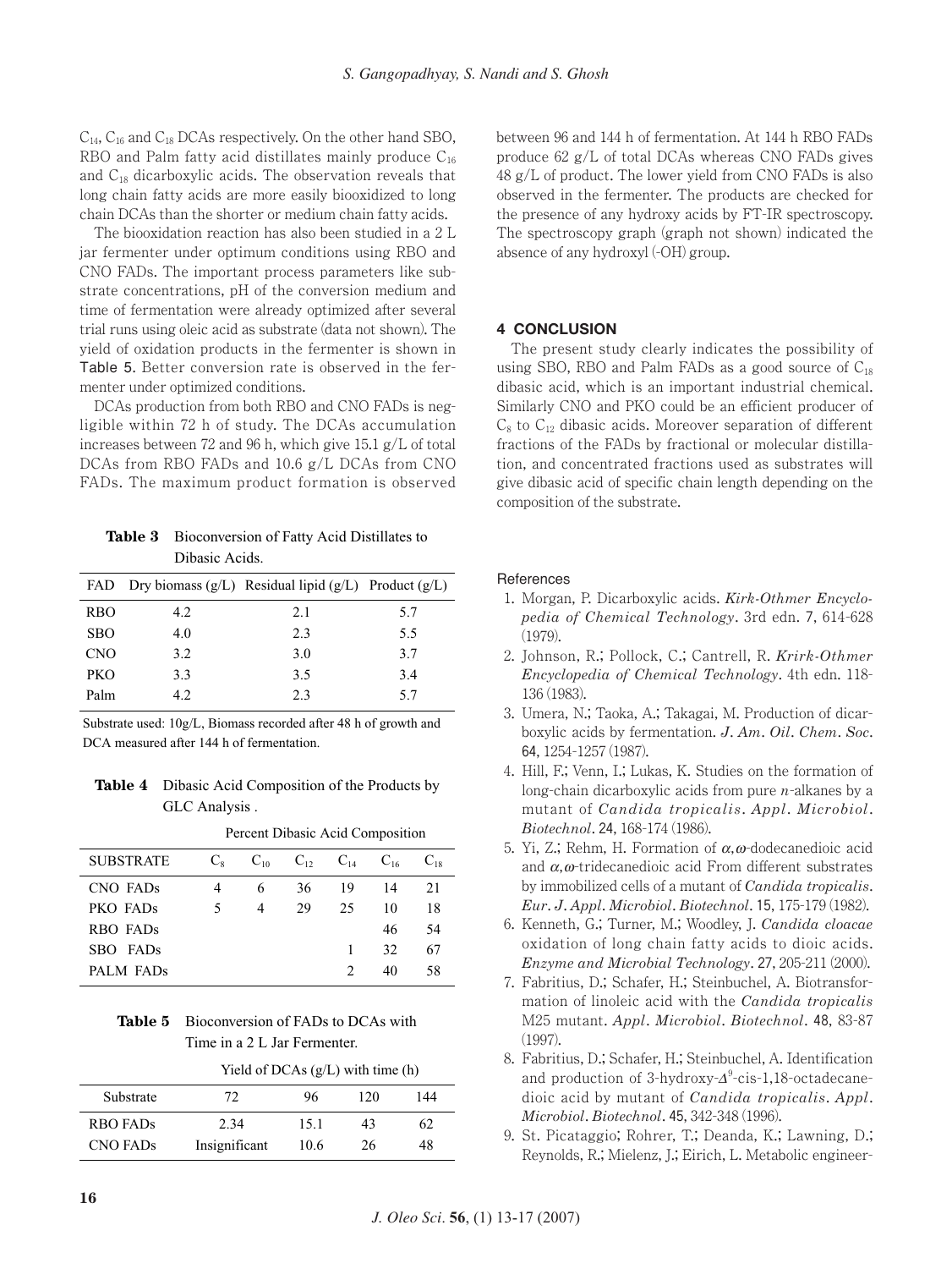$C_{14}$, $C_{16}$ and $C_{18}$ DCAs respectively. On the other hand SBO, RBO and Palm fatty acid distillates mainly produce $C_{16}$ and $C_{18}$ dicarboxylic acids. The observation reveals that long chain fatty acids are more easily biooxidized to long chain DCAs than the shorter or medium chain fatty acids.

The biooxidation reaction has also been studied in a 2 L jar fermenter under optimum conditions using RBO and CNO FADs. The important process parameters like substrate concentrations, pH of the conversion medium and time of fermentation were already optimized after several trial runs using oleic acid as substrate (data not shown). The yield of oxidation products in the fermenter is shown in Table 5. Better conversion rate is observed in the fermenter under optimized conditions.

DCAs production from both RBO and CNO FADs is negligible within 72 h of study. The DCAs accumulation increases between 72 and 96 h, which give 15.1 g/L of total DCAs from RBO FADs and 10.6 g/L DCAs from CNO FADs. The maximum product formation is observed between 96 and 144 h of fermentation. At 144 h RBO FADs produce 62 g/L of total DCAs whereas CNO FADs gives 48 g/L of product. The lower yield from CNO FADs is also observed in the fermenter. The products are checked for the presence of any hydroxy acids by FT-IR spectroscopy. The spectroscopy graph (graph not shown) indicated the absence of any hydroxyl (-OH) group.

**Table 3** Bioconversion of Fatty Acid Distillates to Dibasic Acids.

| FAD | Dry biomass (g/L) | Residual lipid (g/L) | Product (g/L) |
|---|---|---|---|
| RBO | 4.2 | 2.1 | 5.7 |
| SBO | 4.0 | 2.3 | 5.5 |
| CNO | 3.2 | 3.0 | 3.7 |
| PKO | 3.3 | 3.5 | 3.4 |
| Palm | 4.2 | 2.3 | 5.7 |

Substrate used: 10g/L, Biomass recorded after 48 h of growth and DCA measured after 144 h of fermentation.

**Table 4** Dibasic Acid Composition of the Products by GLC Analysis .

| | Percent Dibasic Acid Composition | | | | | |
|---|---|---|---|---|---|---|
| SUBSTRATE | $C_8$ | $C_{10}$ | $C_{12}$ | $C_{14}$ | $C_{16}$ | $C_{18}$ |
| CNO FADs | 4 | 6 | 36 | 19 | 14 | 21 |
| PKO FADs | 5 | 4 | 29 | 25 | 10 | 18 |
| RBO FADs | | | | | 46 | 54 |
| SBO FADs | | | | 1 | 32 | 67 |
| PALM FADs | | | | 2 | 40 | 58 |

**Table 5** Bioconversion of FADs to DCAs with Time in a 2 L Jar Fermenter.

| | Yield of DCAs (g/L) with time (h) | | | |
|---|---|---|---|---|
| Substrate | 72 | 96 | 120 | 144 |
| RBO FADs | 2.34 | 15.1 | 43 | 62 |
| CNO FADs | Insignificant | 10.6 | 26 | 48 |

## 4 CONCLUSION

The present study clearly indicates the possibility of using SBO, RBO and Palm FADs as a good source of $C_{18}$ dibasic acid, which is an important industrial chemical. Similarly CNO and PKO could be an efficient producer of $C_8$ to $C_{12}$ dibasic acids. Moreover separation of different fractions of the FADs by fractional or molecular distillation, and concentrated fractions used as substrates will give dibasic acid of specific chain length depending on the composition of the substrate.

### References

1. Morgan, P. Dicarboxylic acids. *Kirk-Othmer Encyclopedia of Chemical Technology*. 3rd edn. **7**, 614-628 (1979).
2. Johnson, R.; Pollock, C.; Cantrell, R. *Kirk-Othmer Encyclopedia of Chemical Technology*. 4th edn. 118-136 (1983).
3. Umera, N.; Taoka, A.; Takagai, M. Production of dicarboxylic acids by fermentation. *J. Am. Oil. Chem. Soc.* **64**, 1254-1257 (1987).
4. Hill, F.; Venn, I.; Lukas, K. Studies on the formation of long-chain dicarboxylic acids from pure *n*-alkanes by a mutant of *Candida tropicalis*. *Appl. Microbiol. Biotechnol*. **24**, 168-174 (1986).
5. Yi, Z.; Rehm, H. Formation of $\alpha,\omega$-dodecanedioic acid and $\alpha,\omega$-tridecanedioic acid From different substrates by immobilized cells of a mutant of *Candida tropicalis*. *Eur. J. Appl. Microbiol. Biotechnol*. **15**, 175-179 (1982).
6. Kenneth, G.; Turner, M.; Woodley, J. *Candida cloacae* oxidation of long chain fatty acids to dioic acids. *Enzyme and Microbial Technology*. **27**, 205-211 (2000).
7. Fabritius, D.; Schafer, H.; Steinbuchel, A. Biotransformation of linoleic acid with the *Candida tropicalis* M25 mutant. *Appl. Microbiol. Biotechnol*. **48**, 83-87 (1997).
8. Fabritius, D.; Schafer, H.; Steinbuchel, A. Identification and production of 3-hydroxy-$\Delta^9$-cis-1,18-octadecanedioic acid by mutant of *Candida tropicalis*. *Appl. Microbiol. Biotechnol*. **45**, 342-348 (1996).
9. St. Picataggio; Rohrer, T.; Deanda, K.; Lawning, D.; Reynolds, R.; Mielenz, J.; Eirich, L. Metabolic engineer-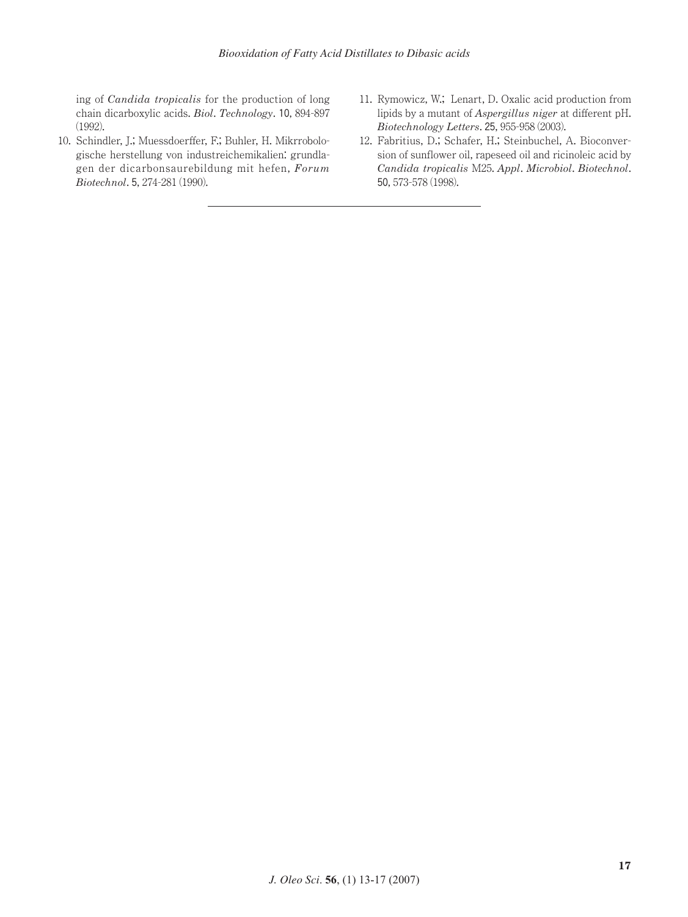ing of *Candida tropicalis* for the production of long chain dicarboxylic acids. *Biol. Technology*. 10, 894-897 (1992).

10. Schindler, J.; Muessdoerffer, F.; Buhler, H. Mikrrobologische herstellung von industreichemikalien: grundlagen der dicarbonsaurebildung mit hefen, *Forum Biotechnol*. 5, 274-281 (1990).
11. Rymowicz, W.; Lenart, D. Oxalic acid production from lipids by a mutant of *Aspergillus niger* at different pH. *Biotechnology Letters*. 25, 955-958 (2003).
12. Fabritius, D.; Schafer, H.; Steinbuchel, A. Bioconversion of sunflower oil, rapeseed oil and ricinoleic acid by *Candida tropicalis* M25. *Appl. Microbiol. Biotechnol*. 50, 573-578 (1998).